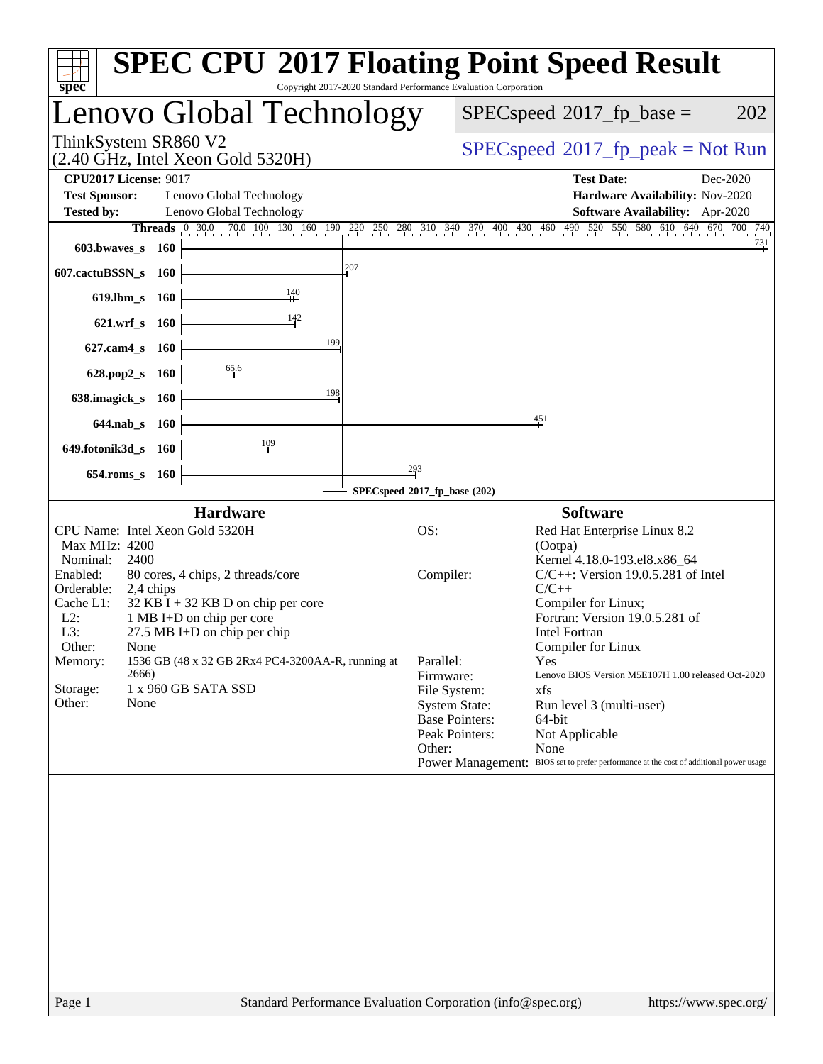# SPEC CPU 2017 Floating Point Speed Result

Copyright 2017-2020 Standard Performance Evaluation Corporation

## Lenovo Global Technology

ThinkSystem SR860 V2
(2.40 GHz, Intel Xeon Gold 5320H)

SPECspeed 2017_fp_base = 202

SPECspeed 2017_fp_peak = Not Run

**CPU2017 License:** 9017
**Test Sponsor:** Lenovo Global Technology
**Tested by:** Lenovo Global Technology

**Test Date:** Dec-2020
**Hardware Availability:** Nov-2020
**Software Availability:** Apr-2020

| Benchmark | Threads | SPECspeed 2017_fp_base |
|---|---|---|
| 603.bwaves_s | 160 | 731 |
| 607.cactuBSSN_s | 160 | 207 |
| 619.lbm_s | 160 | 140 |
| 621.wrf_s | 160 | 142 |
| 627.cam4_s | 160 | 199 |
| 628.pop2_s | 160 | 65.6 |
| 638.imagick_s | 160 | 198 |
| 644.nab_s | 160 | 451 |
| 649.fotonik3d_s | 160 | 109 |
| 654.roms_s | 160 | 293 |

SPECspeed 2017_fp_base (202)

### Hardware

| | |
|---|---|
| CPU Name: | Intel Xeon Gold 5320H |
| Max MHz: | 4200 |
| Nominal: | 2400 |
| Enabled: | 80 cores, 4 chips, 2 threads/core |
| Orderable: | 2,4 chips |
| Cache L1: | 32 KB I + 32 KB D on chip per core |
| L2: | 1 MB I+D on chip per core |
| L3: | 27.5 MB I+D on chip per chip |
| Other: | None |
| Memory: | 1536 GB (48 x 32 GB 2Rx4 PC4-3200AA-R, running at 2666) |
| Storage: | 1 x 960 GB SATA SSD |
| Other: | None |

### Software

| | |
|---|---|
| OS: | Red Hat Enterprise Linux 8.2 (Ootpa) Kernel 4.18.0-193.el8.x86_64 |
| Compiler: | C/C++: Version 19.0.5.281 of Intel C/C++ Compiler for Linux; Fortran: Version 19.0.5.281 of Intel Fortran Compiler for Linux |
| Parallel: | Yes |
| Firmware: | Lenovo BIOS Version M5E107H 1.00 released Oct-2020 |
| File System: | xfs |
| System State: | Run level 3 (multi-user) |
| Base Pointers: | 64-bit |
| Peak Pointers: | Not Applicable |
| Other: | None |
| Power Management: | BIOS set to prefer performance at the cost of additional power usage |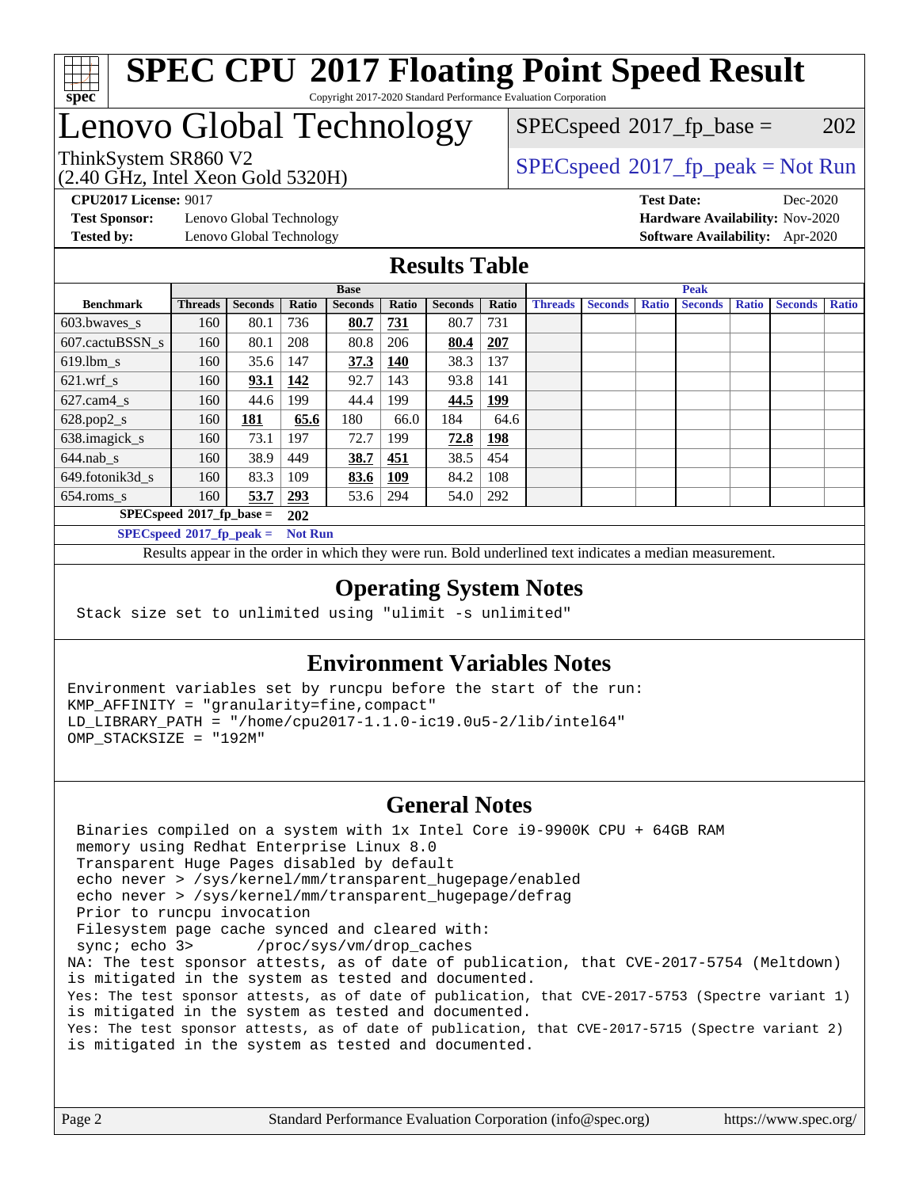# SPEC CPU 2017 Floating Point Speed Result

Copyright 2017-2020 Standard Performance Evaluation Corporation

## Lenovo Global Technology

ThinkSystem SR860 V2
(2.40 GHz, Intel Xeon Gold 5320H)

SPECspeed 2017_fp_base = 202

SPECspeed 2017_fp_peak = Not Run

**CPU2017 License:** 9017
**Test Sponsor:** Lenovo Global Technology
**Tested by:** Lenovo Global Technology

**Test Date:** Dec-2020
**Hardware Availability:** Nov-2020
**Software Availability:** Apr-2020

## Results Table

| Benchmark | Base | | | | | | | Peak | | | | | | |
|---|---|---|---|---|---|---|---|---|---|---|---|---|---|---|
| | Threads | Seconds | Ratio | Seconds | Ratio | Seconds | Ratio | Threads | Seconds | Ratio | Seconds | Ratio | Seconds | Ratio |
| 603.bwaves_s | 160 | 80.1 | 736 | **80.7** | **731** | 80.7 | 731 | | | | | | | |
| 607.cactuBSSN_s | 160 | 80.1 | 208 | 80.8 | 206 | **80.4** | **207** | | | | | | | |
| 619.lbm_s | 160 | 35.6 | 147 | **37.3** | **140** | 38.3 | 137 | | | | | | | |
| 621.wrf_s | 160 | **93.1** | **142** | 92.7 | 143 | 93.8 | 141 | | | | | | | |
| 627.cam4_s | 160 | 44.6 | 199 | 44.4 | 199 | **44.5** | **199** | | | | | | | |
| 628.pop2_s | 160 | **181** | **65.6** | 180 | 66.0 | 184 | 64.6 | | | | | | | |
| 638.imagick_s | 160 | 73.1 | 197 | 72.7 | 199 | **72.8** | **198** | | | | | | | |
| 644.nab_s | 160 | 38.9 | 449 | **38.7** | **451** | 38.5 | 454 | | | | | | | |
| 649.fotonik3d_s | 160 | 83.3 | 109 | **83.6** | **109** | 84.2 | 108 | | | | | | | |
| 654.roms_s | 160 | **53.7** | **293** | 53.6 | 294 | 54.0 | 292 | | | | | | | |

SPECspeed 2017_fp_base = **202**

SPECspeed 2017_fp_peak = **Not Run**

Results appear in the order in which they were run. Bold underlined text indicates a median measurement.

## Operating System Notes

```
Stack size set to unlimited using "ulimit -s unlimited"
```

## Environment Variables Notes

```
Environment variables set by runcpu before the start of the run:
KMP_AFFINITY = "granularity=fine,compact"
LD_LIBRARY_PATH = "/home/cpu2017-1.1.0-ic19.0u5-2/lib/intel64"
OMP_STACKSIZE = "192M"
```

## General Notes

```
 Binaries compiled on a system with 1x Intel Core i9-9900K CPU + 64GB RAM
 memory using Redhat Enterprise Linux 8.0
 Transparent Huge Pages disabled by default
 echo never > /sys/kernel/mm/transparent_hugepage/enabled
 echo never > /sys/kernel/mm/transparent_hugepage/defrag
 Prior to runcpu invocation
 Filesystem page cache synced and cleared with:
 sync; echo 3>       /proc/sys/vm/drop_caches
NA: The test sponsor attests, as of date of publication, that CVE-2017-5754 (Meltdown)
is mitigated in the system as tested and documented.
Yes: The test sponsor attests, as of date of publication, that CVE-2017-5753 (Spectre variant 1)
is mitigated in the system as tested and documented.
Yes: The test sponsor attests, as of date of publication, that CVE-2017-5715 (Spectre variant 2)
is mitigated in the system as tested and documented.
```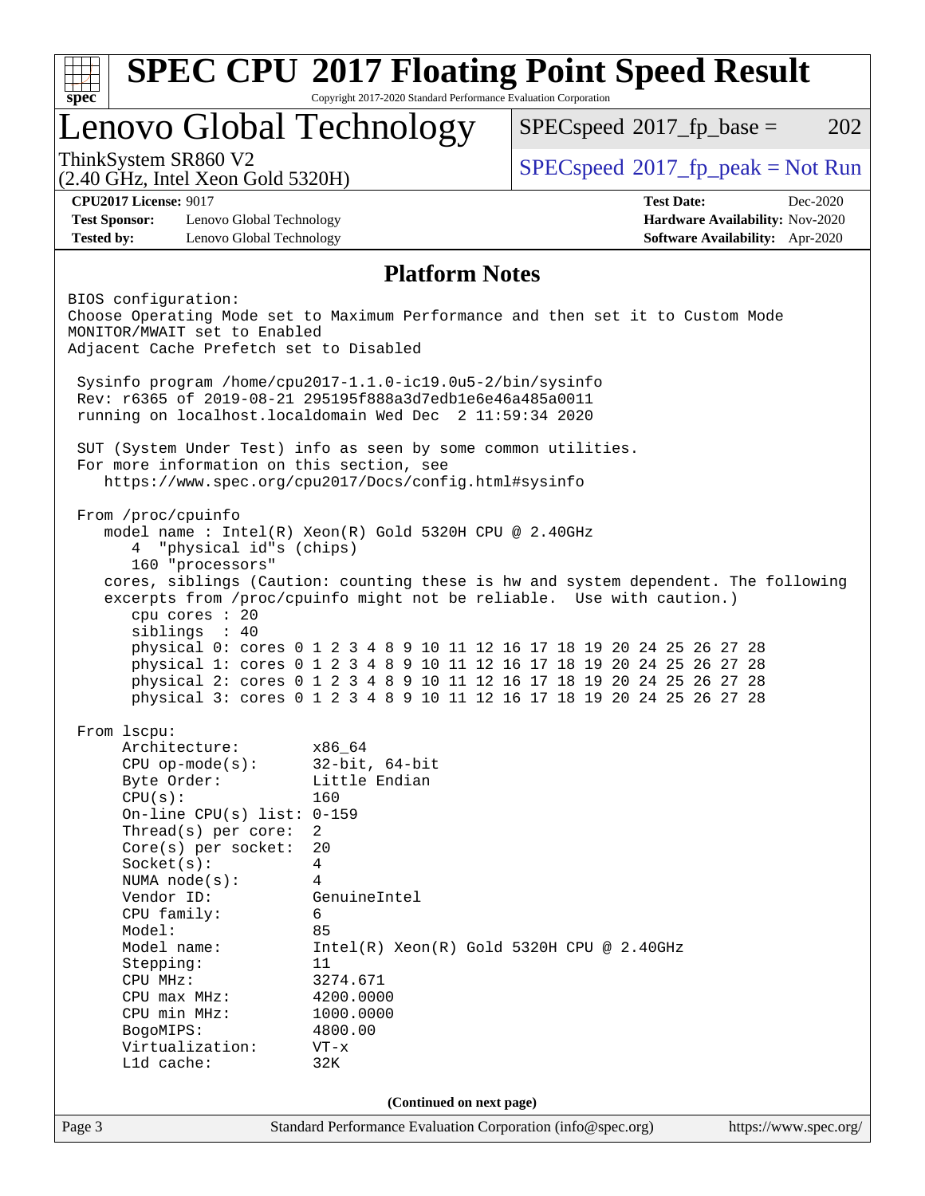# SPEC CPU 2017 Floating Point Speed Result

Copyright 2017-2020 Standard Performance Evaluation Corporation

## Lenovo Global Technology

ThinkSystem SR860 V2
(2.40 GHz, Intel Xeon Gold 5320H)

SPECspeed 2017_fp_base = 202

SPECspeed 2017_fp_peak = Not Run

**CPU2017 License:** 9017
**Test Sponsor:** Lenovo Global Technology
**Tested by:** Lenovo Global Technology

**Test Date:** Dec-2020
**Hardware Availability:** Nov-2020
**Software Availability:** Apr-2020

### Platform Notes

```
BIOS configuration:
Choose Operating Mode set to Maximum Performance and then set it to Custom Mode
MONITOR/MWAIT set to Enabled
Adjacent Cache Prefetch set to Disabled

 Sysinfo program /home/cpu2017-1.1.0-ic19.0u5-2/bin/sysinfo
 Rev: r6365 of 2019-08-21 295195f888a3d7edb1e6e46a485a0011
 running on localhost.localdomain Wed Dec  2 11:59:34 2020

 SUT (System Under Test) info as seen by some common utilities.
 For more information on this section, see
    https://www.spec.org/cpu2017/Docs/config.html#sysinfo

 From /proc/cpuinfo
    model name : Intel(R) Xeon(R) Gold 5320H CPU @ 2.40GHz
       4  "physical id"s (chips)
       160 "processors"
    cores, siblings (Caution: counting these is hw and system dependent. The following
    excerpts from /proc/cpuinfo might not be reliable.  Use with caution.)
       cpu cores : 20
       siblings  : 40
       physical 0: cores 0 1 2 3 4 8 9 10 11 12 16 17 18 19 20 24 25 26 27 28
       physical 1: cores 0 1 2 3 4 8 9 10 11 12 16 17 18 19 20 24 25 26 27 28
       physical 2: cores 0 1 2 3 4 8 9 10 11 12 16 17 18 19 20 24 25 26 27 28
       physical 3: cores 0 1 2 3 4 8 9 10 11 12 16 17 18 19 20 24 25 26 27 28

 From lscpu:
      Architecture:          x86_64
      CPU op-mode(s):        32-bit, 64-bit
      Byte Order:            Little Endian
      CPU(s):                160
      On-line CPU(s) list: 0-159
      Thread(s) per core:  2
      Core(s) per socket:  20
      Socket(s):             4
      NUMA node(s):          4
      Vendor ID:             GenuineIntel
      CPU family:            6
      Model:                 85
      Model name:            Intel(R) Xeon(R) Gold 5320H CPU @ 2.40GHz
      Stepping:              11
      CPU MHz:               3274.671
      CPU max MHz:           4200.0000
      CPU min MHz:           1000.0000
      BogoMIPS:              4800.00
      Virtualization:        VT-x
      L1d cache:             32K
```

(Continued on next page)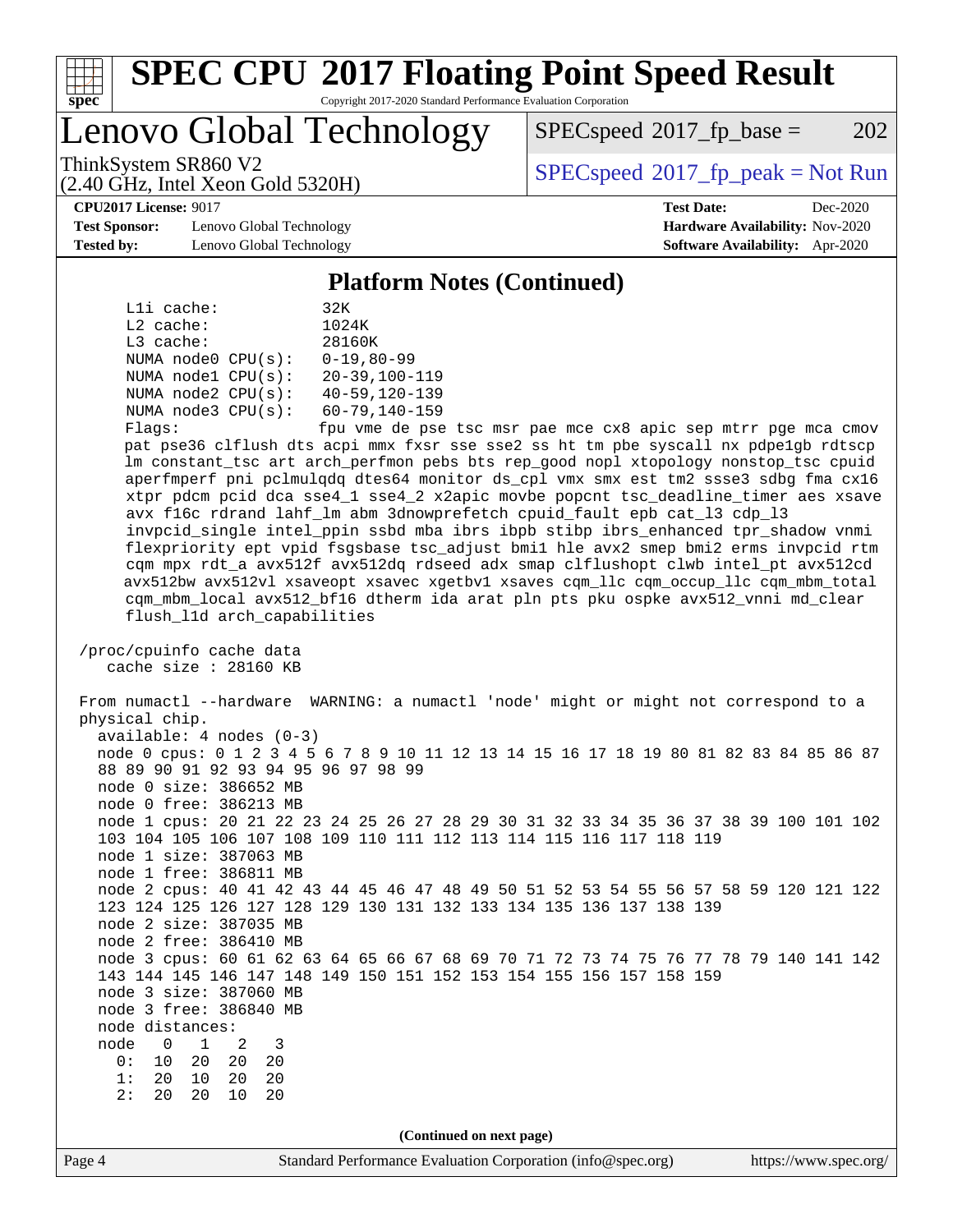## Platform Notes (Continued)

```
    L1i cache:           32K
    L2 cache:            1024K
    L3 cache:            28160K
    NUMA node0 CPU(s):   0-19,80-99
    NUMA node1 CPU(s):   20-39,100-119
    NUMA node2 CPU(s):   40-59,120-139
    NUMA node3 CPU(s):   60-79,140-159
    Flags:               fpu vme de pse tsc msr pae mce cx8 apic sep mtrr pge mca cmov
    pat pse36 clflush dts acpi mmx fxsr sse sse2 ss ht tm pbe syscall nx pdpe1gb rdtscp
    lm constant_tsc art arch_perfmon pebs bts rep_good nopl xtopology nonstop_tsc cpuid
    aperfmperf pni pclmulqdq dtes64 monitor ds_cpl vmx smx est tm2 ssse3 sdbg fma cx16
    xtpr pdcm pcid dca sse4_1 sse4_2 x2apic movbe popcnt tsc_deadline_timer aes xsave
    avx f16c rdrand lahf_lm abm 3dnowprefetch cpuid_fault epb cat_l3 cdp_l3
    invpcid_single intel_ppin ssbd mba ibrs ibpb stibp ibrs_enhanced tpr_shadow vnmi
    flexpriority ept vpid fsgsbase tsc_adjust bmi1 hle avx2 smep bmi2 erms invpcid rtm
    cqm mpx rdt_a avx512f avx512dq rdseed adx smap clflushopt clwb intel_pt avx512cd
    avx512bw avx512vl xsaveopt xsavec xgetbv1 xsaves cqm_llc cqm_occup_llc cqm_mbm_total
    cqm_mbm_local avx512_bf16 dtherm ida arat pln pts pku ospke avx512_vnni md_clear
    flush_l1d arch_capabilities

 /proc/cpuinfo cache data
    cache size : 28160 KB

 From numactl --hardware  WARNING: a numactl 'node' might or might not correspond to a
 physical chip.
   available: 4 nodes (0-3)
   node 0 cpus: 0 1 2 3 4 5 6 7 8 9 10 11 12 13 14 15 16 17 18 19 80 81 82 83 84 85 86 87
   88 89 90 91 92 93 94 95 96 97 98 99
   node 0 size: 386652 MB
   node 0 free: 386213 MB
   node 1 cpus: 20 21 22 23 24 25 26 27 28 29 30 31 32 33 34 35 36 37 38 39 100 101 102
   103 104 105 106 107 108 109 110 111 112 113 114 115 116 117 118 119
   node 1 size: 387063 MB
   node 1 free: 386811 MB
   node 2 cpus: 40 41 42 43 44 45 46 47 48 49 50 51 52 53 54 55 56 57 58 59 120 121 122
   123 124 125 126 127 128 129 130 131 132 133 134 135 136 137 138 139
   node 2 size: 387035 MB
   node 2 free: 386410 MB
   node 3 cpus: 60 61 62 63 64 65 66 67 68 69 70 71 72 73 74 75 76 77 78 79 140 141 142
   143 144 145 146 147 148 149 150 151 152 153 154 155 156 157 158 159
   node 3 size: 387060 MB
   node 3 free: 386840 MB
   node distances:
   node   0   1   2   3
     0:  10  20  20  20
     1:  20  10  20  20
     2:  20  20  10  20
```

(Continued on next page)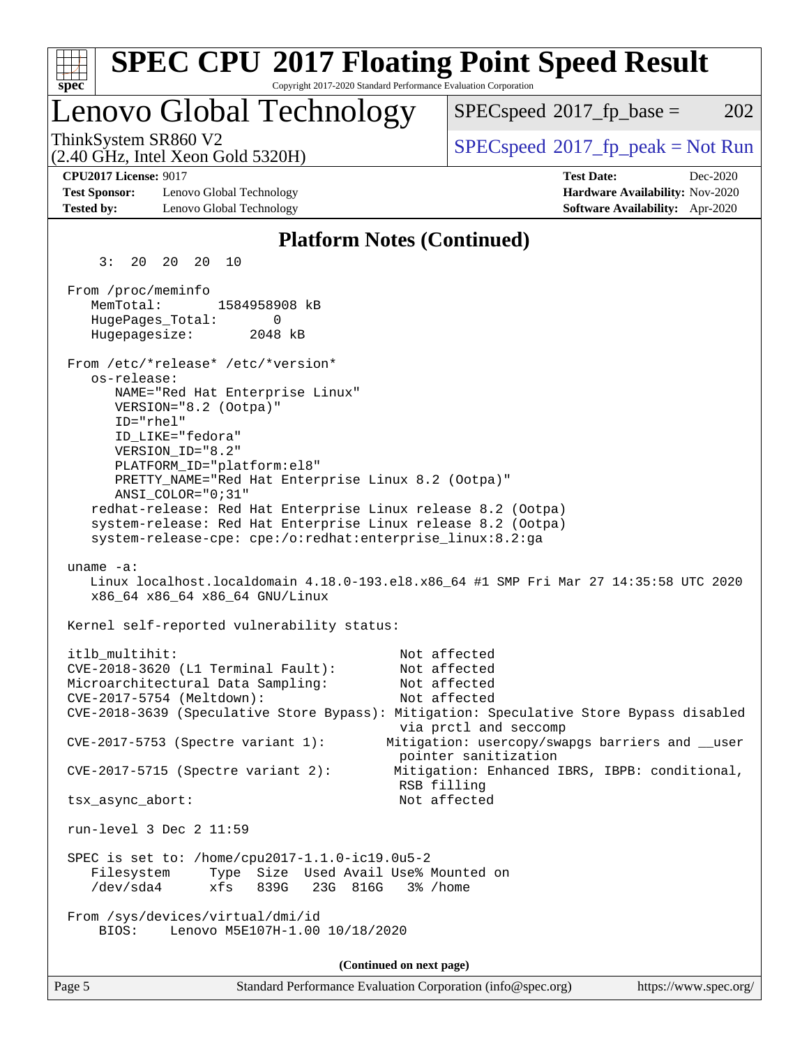## Platform Notes (Continued)

```
     3:  20  20  20  10

 From /proc/meminfo
    MemTotal:       1584958908 kB
    HugePages_Total:       0
    Hugepagesize:       2048 kB

 From /etc/*release* /etc/*version*
    os-release:
       NAME="Red Hat Enterprise Linux"
       VERSION="8.2 (Ootpa)"
       ID="rhel"
       ID_LIKE="fedora"
       VERSION_ID="8.2"
       PLATFORM_ID="platform:el8"
       PRETTY_NAME="Red Hat Enterprise Linux 8.2 (Ootpa)"
       ANSI_COLOR="0;31"
    redhat-release: Red Hat Enterprise Linux release 8.2 (Ootpa)
    system-release: Red Hat Enterprise Linux release 8.2 (Ootpa)
    system-release-cpe: cpe:/o:redhat:enterprise_linux:8.2:ga

 uname -a:
    Linux localhost.localdomain 4.18.0-193.el8.x86_64 #1 SMP Fri Mar 27 14:35:58 UTC 2020
    x86_64 x86_64 x86_64 GNU/Linux

 Kernel self-reported vulnerability status:

 itlb_multihit:                                         Not affected
 CVE-2018-3620 (L1 Terminal Fault):                     Not affected
 Microarchitectural Data Sampling:                      Not affected
 CVE-2017-5754 (Meltdown):                              Not affected
 CVE-2018-3639 (Speculative Store Bypass): Mitigation: Speculative Store Bypass disabled
                                                        via prctl and seccomp
 CVE-2017-5753 (Spectre variant 1):                   Mitigation: usercopy/swapgs barriers and __user
                                                        pointer sanitization
 CVE-2017-5715 (Spectre variant 2):                    Mitigation: Enhanced IBRS, IBPB: conditional,
                                                        RSB filling
 tsx_async_abort:                                       Not affected

 run-level 3 Dec 2 11:59

 SPEC is set to: /home/cpu2017-1.1.0-ic19.0u5-2
    Filesystem     Type  Size  Used Avail Use% Mounted on
    /dev/sda4      xfs   839G   23G  816G   3% /home

 From /sys/devices/virtual/dmi/id
     BIOS:    Lenovo M5E107H-1.00 10/18/2020
```

**(Continued on next page)**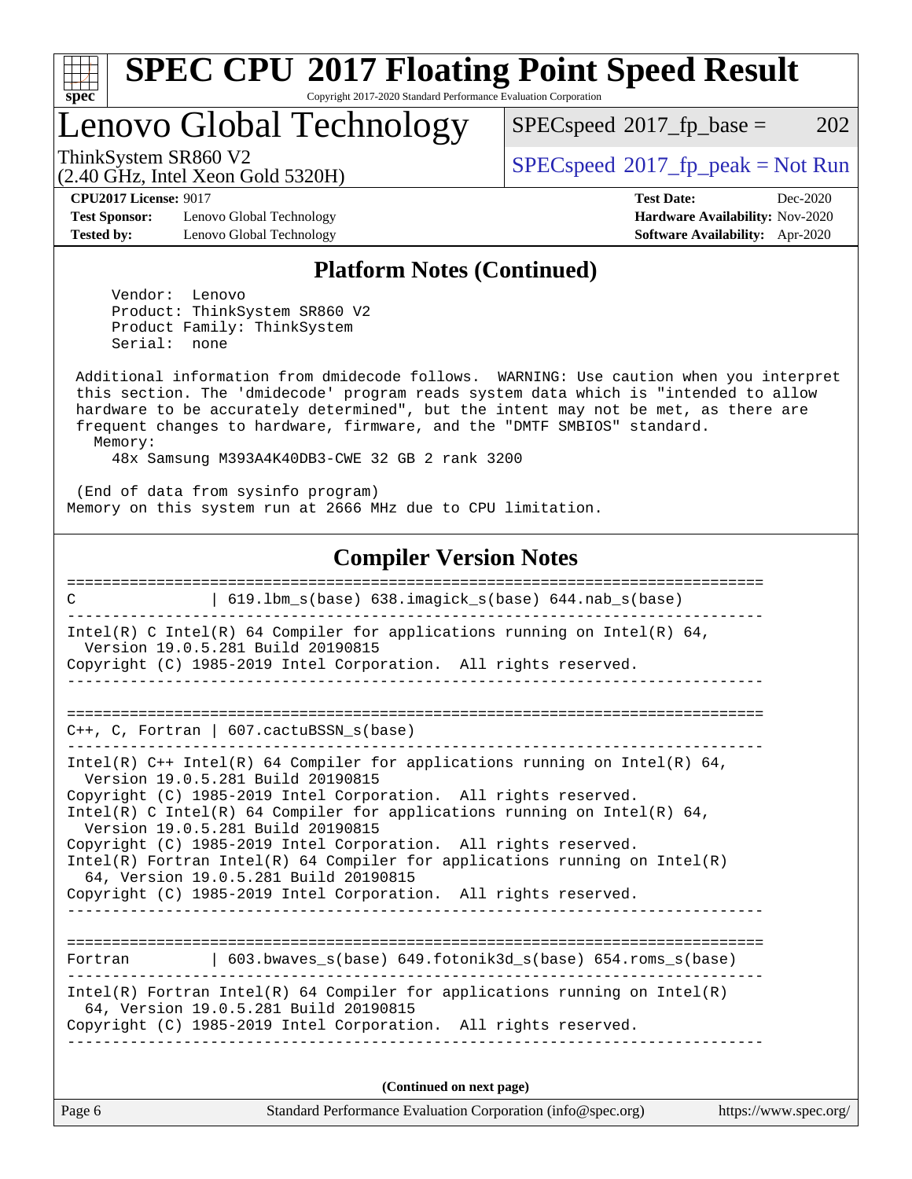## Platform Notes (Continued)

```
    Vendor:  Lenovo
    Product: ThinkSystem SR860 V2
    Product Family: ThinkSystem
    Serial:  none

 Additional information from dmidecode follows.  WARNING: Use caution when you interpret
 this section. The 'dmidecode' program reads system data which is "intended to allow
 hardware to be accurately determined", but the intent may not be met, as there are
 frequent changes to hardware, firmware, and the "DMTF SMBIOS" standard.
   Memory:
     48x Samsung M393A4K40DB3-CWE 32 GB 2 rank 3200

 (End of data from sysinfo program)
Memory on this system run at 2666 MHz due to CPU limitation.
```

## Compiler Version Notes

```
==============================================================================
C              | 619.lbm_s(base) 638.imagick_s(base) 644.nab_s(base)
------------------------------------------------------------------------------
Intel(R) C Intel(R) 64 Compiler for applications running on Intel(R) 64,
  Version 19.0.5.281 Build 20190815
Copyright (C) 1985-2019 Intel Corporation.  All rights reserved.
------------------------------------------------------------------------------

==============================================================================
C++, C, Fortran | 607.cactuBSSN_s(base)
------------------------------------------------------------------------------
Intel(R) C++ Intel(R) 64 Compiler for applications running on Intel(R) 64,
  Version 19.0.5.281 Build 20190815
Copyright (C) 1985-2019 Intel Corporation.  All rights reserved.
Intel(R) C Intel(R) 64 Compiler for applications running on Intel(R) 64,
  Version 19.0.5.281 Build 20190815
Copyright (C) 1985-2019 Intel Corporation.  All rights reserved.
Intel(R) Fortran Intel(R) 64 Compiler for applications running on Intel(R)
  64, Version 19.0.5.281 Build 20190815
Copyright (C) 1985-2019 Intel Corporation.  All rights reserved.
------------------------------------------------------------------------------

==============================================================================
Fortran        | 603.bwaves_s(base) 649.fotonik3d_s(base) 654.roms_s(base)
------------------------------------------------------------------------------
Intel(R) Fortran Intel(R) 64 Compiler for applications running on Intel(R)
  64, Version 19.0.5.281 Build 20190815
Copyright (C) 1985-2019 Intel Corporation.  All rights reserved.
------------------------------------------------------------------------------
```

(Continued on next page)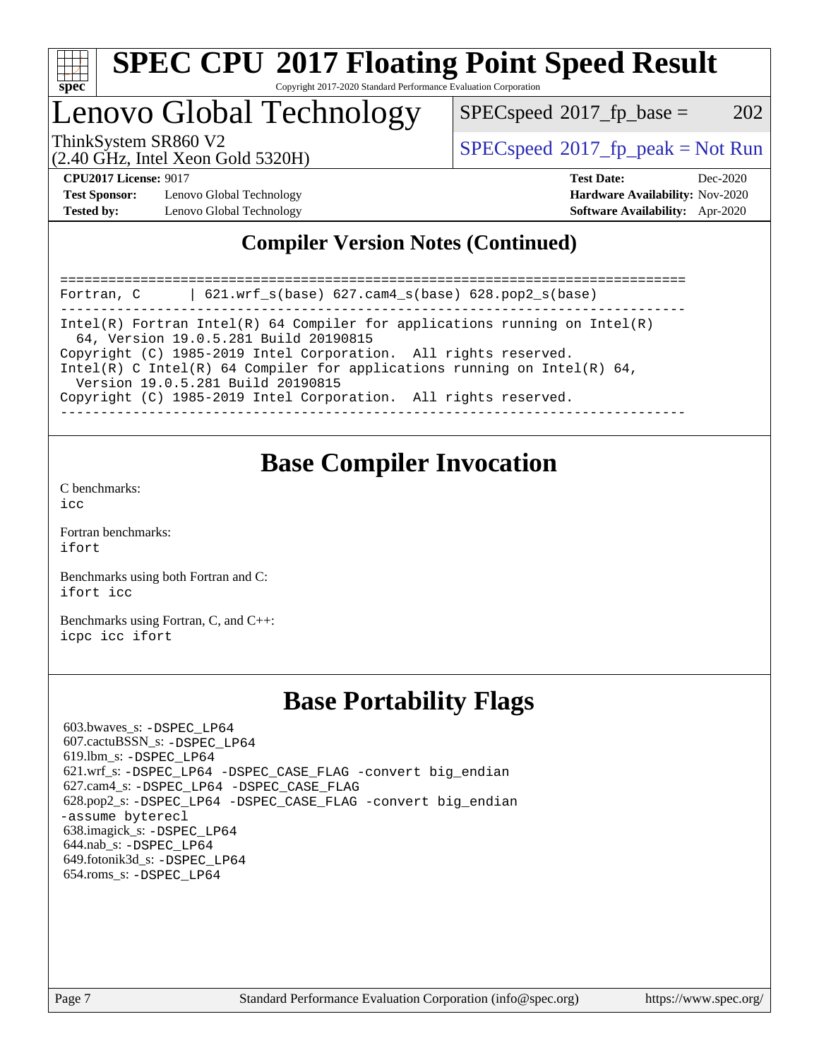## Compiler Version Notes (Continued)

```
==============================================================================
Fortran, C      | 621.wrf_s(base) 627.cam4_s(base) 628.pop2_s(base)
------------------------------------------------------------------------------
Intel(R) Fortran Intel(R) 64 Compiler for applications running on Intel(R)
  64, Version 19.0.5.281 Build 20190815
Copyright (C) 1985-2019 Intel Corporation.  All rights reserved.
Intel(R) C Intel(R) 64 Compiler for applications running on Intel(R) 64,
  Version 19.0.5.281 Build 20190815
Copyright (C) 1985-2019 Intel Corporation.  All rights reserved.
------------------------------------------------------------------------------
```

## Base Compiler Invocation

C benchmarks:
icc

Fortran benchmarks:
ifort

Benchmarks using both Fortran and C:
ifort icc

Benchmarks using Fortran, C, and C++:
icpc icc ifort

## Base Portability Flags

603.bwaves_s: -DSPEC_LP64
607.cactuBSSN_s: -DSPEC_LP64
619.lbm_s: -DSPEC_LP64
621.wrf_s: -DSPEC_LP64 -DSPEC_CASE_FLAG -convert big_endian
627.cam4_s: -DSPEC_LP64 -DSPEC_CASE_FLAG
628.pop2_s: -DSPEC_LP64 -DSPEC_CASE_FLAG -convert big_endian -assume byterecl
638.imagick_s: -DSPEC_LP64
644.nab_s: -DSPEC_LP64
649.fotonik3d_s: -DSPEC_LP64
654.roms_s: -DSPEC_LP64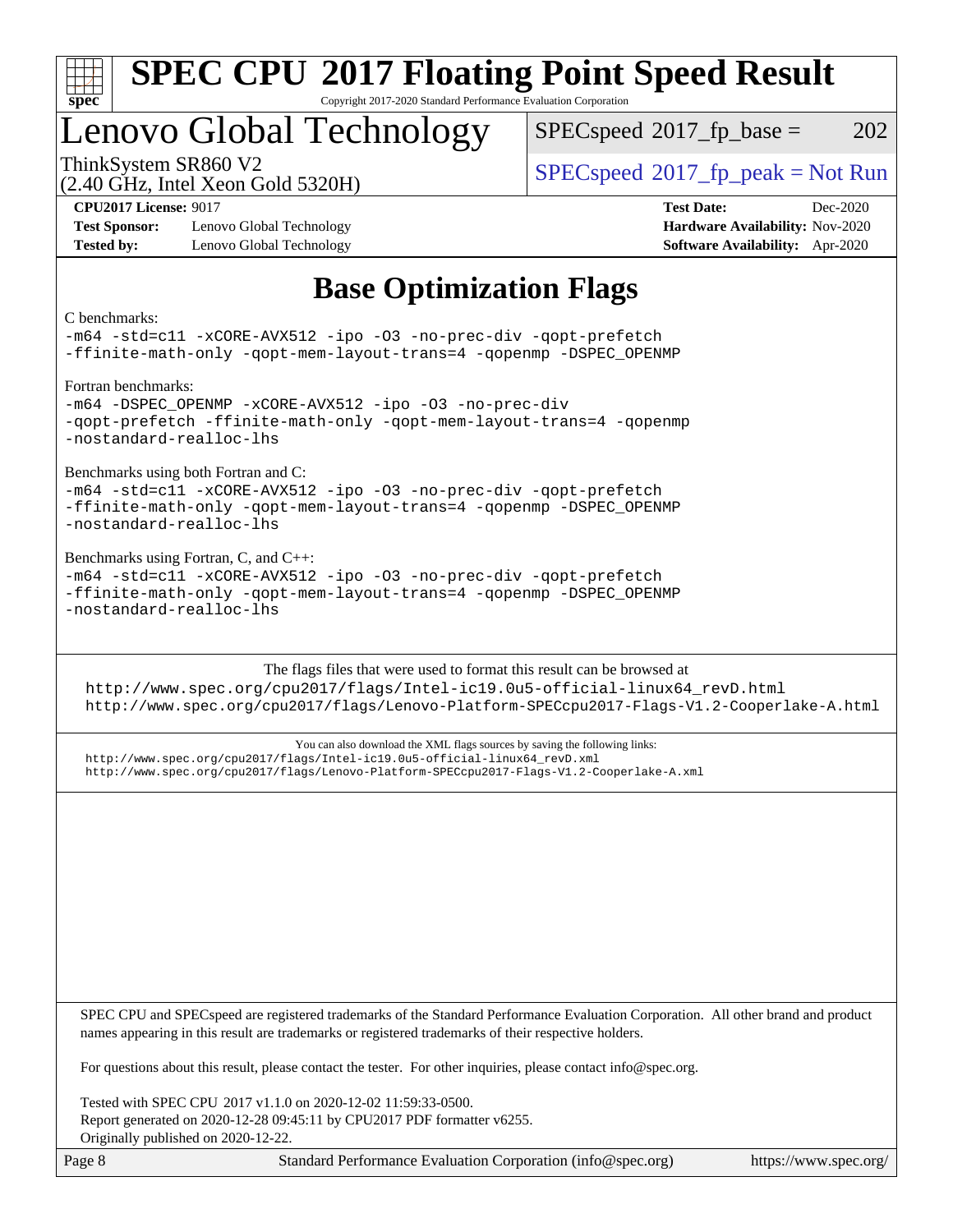# SPEC CPU 2017 Floating Point Speed Result

Copyright 2017-2020 Standard Performance Evaluation Corporation

## Lenovo Global Technology

ThinkSystem SR860 V2
(2.40 GHz, Intel Xeon Gold 5320H)

SPECspeed 2017_fp_base = 202

SPECspeed 2017_fp_peak = Not Run

**CPU2017 License:** 9017
**Test Sponsor:** Lenovo Global Technology
**Tested by:** Lenovo Global Technology

**Test Date:** Dec-2020
**Hardware Availability:** Nov-2020
**Software Availability:** Apr-2020

## Base Optimization Flags

C benchmarks:

```
-m64 -std=c11 -xCORE-AVX512 -ipo -O3 -no-prec-div -qopt-prefetch
-ffinite-math-only -qopt-mem-layout-trans=4 -qopenmp -DSPEC_OPENMP
```

Fortran benchmarks:

```
-m64 -DSPEC_OPENMP -xCORE-AVX512 -ipo -O3 -no-prec-div
-qopt-prefetch -ffinite-math-only -qopt-mem-layout-trans=4 -qopenmp
-nostandard-realloc-lhs
```

Benchmarks using both Fortran and C:

```
-m64 -std=c11 -xCORE-AVX512 -ipo -O3 -no-prec-div -qopt-prefetch
-ffinite-math-only -qopt-mem-layout-trans=4 -qopenmp -DSPEC_OPENMP
-nostandard-realloc-lhs
```

Benchmarks using Fortran, C, and C++:

```
-m64 -std=c11 -xCORE-AVX512 -ipo -O3 -no-prec-div -qopt-prefetch
-ffinite-math-only -qopt-mem-layout-trans=4 -qopenmp -DSPEC_OPENMP
-nostandard-realloc-lhs
```

The flags files that were used to format this result can be browsed at
http://www.spec.org/cpu2017/flags/Intel-ic19.0u5-official-linux64_revD.html
http://www.spec.org/cpu2017/flags/Lenovo-Platform-SPECcpu2017-Flags-V1.2-Cooperlake-A.html

You can also download the XML flags sources by saving the following links:
http://www.spec.org/cpu2017/flags/Intel-ic19.0u5-official-linux64_revD.xml
http://www.spec.org/cpu2017/flags/Lenovo-Platform-SPECcpu2017-Flags-V1.2-Cooperlake-A.xml

SPEC CPU and SPECspeed are registered trademarks of the Standard Performance Evaluation Corporation. All other brand and product names appearing in this result are trademarks or registered trademarks of their respective holders.

For questions about this result, please contact the tester. For other inquiries, please contact info@spec.org.

Tested with SPEC CPU 2017 v1.1.0 on 2020-12-02 11:59:33-0500.
Report generated on 2020-12-28 09:45:11 by CPU2017 PDF formatter v6255.
Originally published on 2020-12-22.